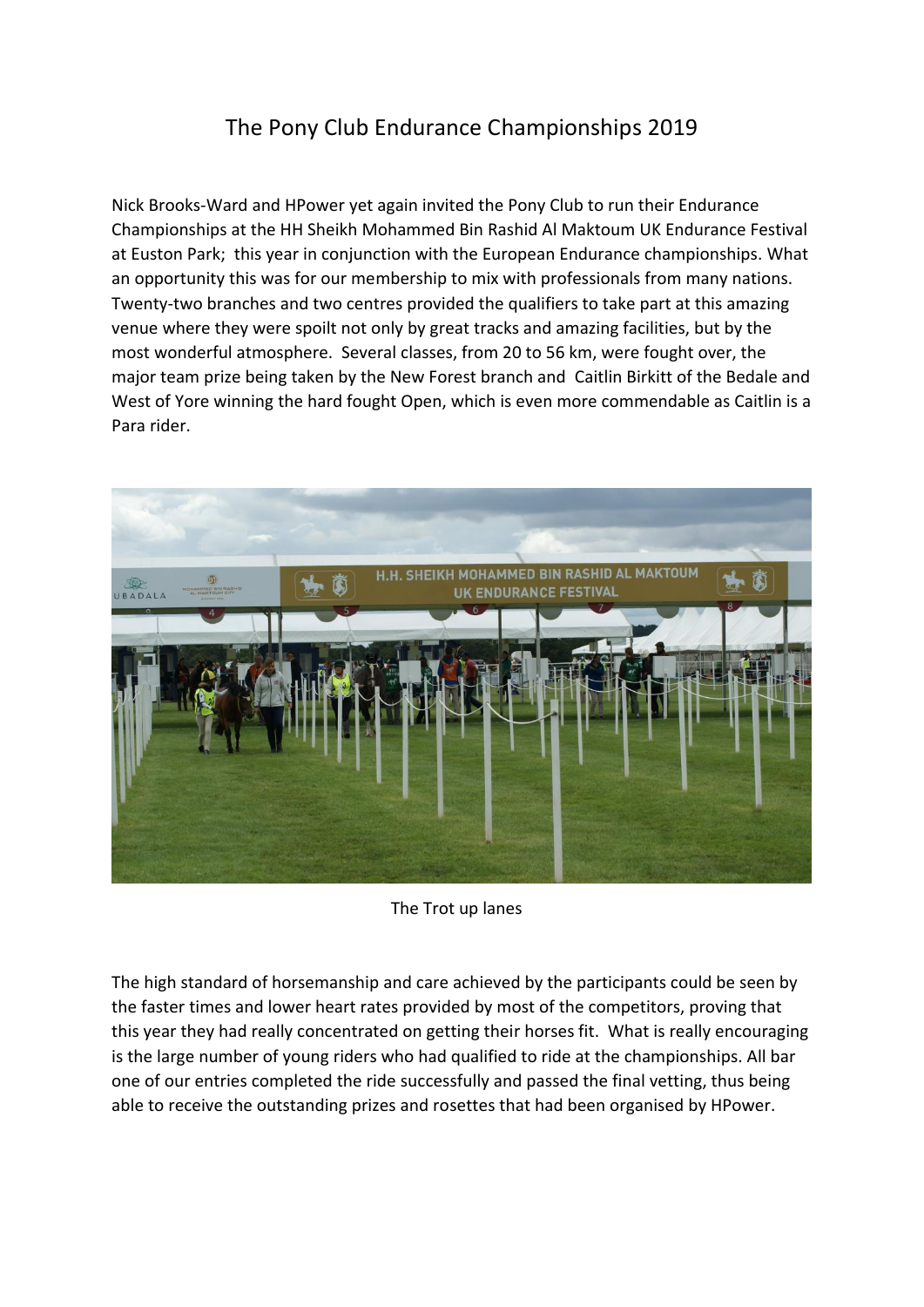# The Pony Club Endurance Championships 2019

Nick Brooks-Ward and HPower yet again invited the Pony Club to run their Endurance Championships at the HH Sheikh Mohammed Bin Rashid Al Maktoum UK Endurance Festival at Euston Park; this year in conjunction with the European Endurance championships. What an opportunity this was for our membership to mix with professionals from many nations. Twenty-two branches and two centres provided the qualifiers to take part at this amazing venue where they were spoilt not only by great tracks and amazing facilities, but by the most wonderful atmosphere. Several classes, from 20 to 56 km, were fought over, the major team prize being taken by the New Forest branch and Caitlin Birkitt of the Bedale and West of Yore winning the hard fought Open, which is even more commendable as Caitlin is a Para rider.

The Trot up lanes

The high standard of horsemanship and care achieved by the participants could be seen by the faster times and lower heart rates provided by most of the competitors, proving that this year they had really concentrated on getting their horses fit. What is really encouraging is the large number of young riders who had qualified to ride at the championships. All bar one of our entries completed the ride successfully and passed the final vetting, thus being able to receive the outstanding prizes and rosettes that had been organised by HPower.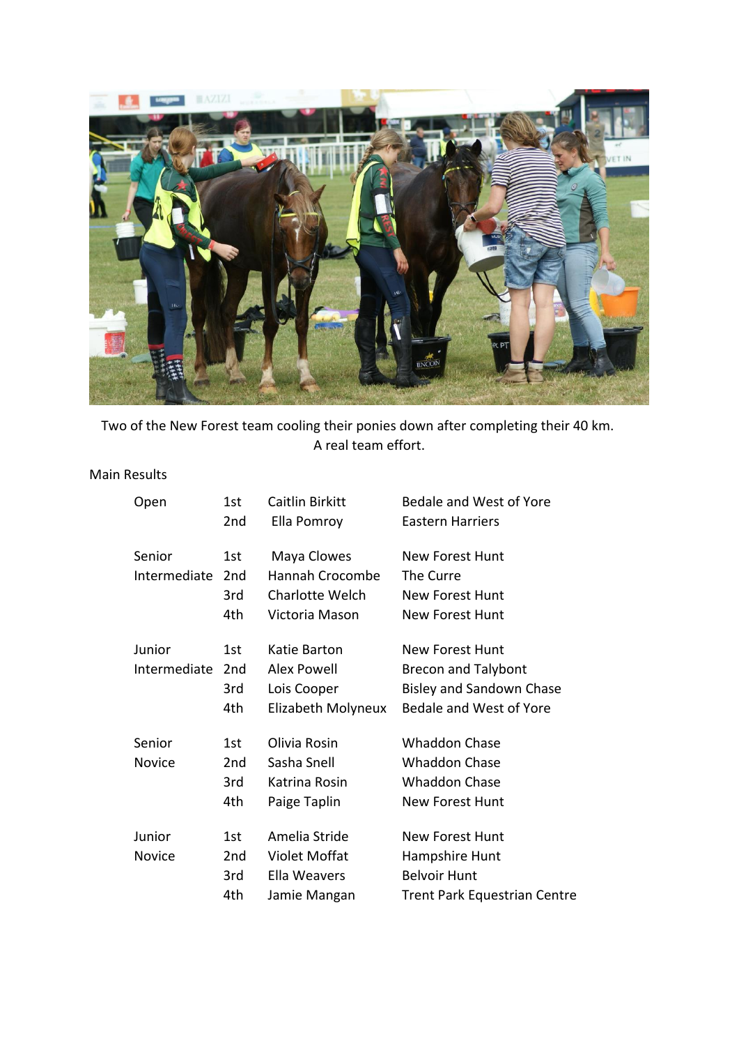Two of the New Forest team cooling their ponies down after completing their 40 km. A real team effort.

Main Results

| Class | Place | Name | Hunt/Centre |
|---|---|---|---|
| Open | 1st | Caitlin Birkitt | Bedale and West of Yore |
| | 2nd | Ella Pomroy | Eastern Harriers |
| Senior Intermediate | 1st | Maya Clowes | New Forest Hunt |
| | 2nd | Hannah Crocombe | The Curre |
| | 3rd | Charlotte Welch | New Forest Hunt |
| | 4th | Victoria Mason | New Forest Hunt |
| Junior Intermediate | 1st | Katie Barton | New Forest Hunt |
| | 2nd | Alex Powell | Brecon and Talybont |
| | 3rd | Lois Cooper | Bisley and Sandown Chase |
| | 4th | Elizabeth Molyneux | Bedale and West of Yore |
| Senior Novice | 1st | Olivia Rosin | Whaddon Chase |
| | 2nd | Sasha Snell | Whaddon Chase |
| | 3rd | Katrina Rosin | Whaddon Chase |
| | 4th | Paige Taplin | New Forest Hunt |
| Junior Novice | 1st | Amelia Stride | New Forest Hunt |
| | 2nd | Violet Moffat | Hampshire Hunt |
| | 3rd | Ella Weavers | Belvoir Hunt |
| | 4th | Jamie Mangan | Trent Park Equestrian Centre |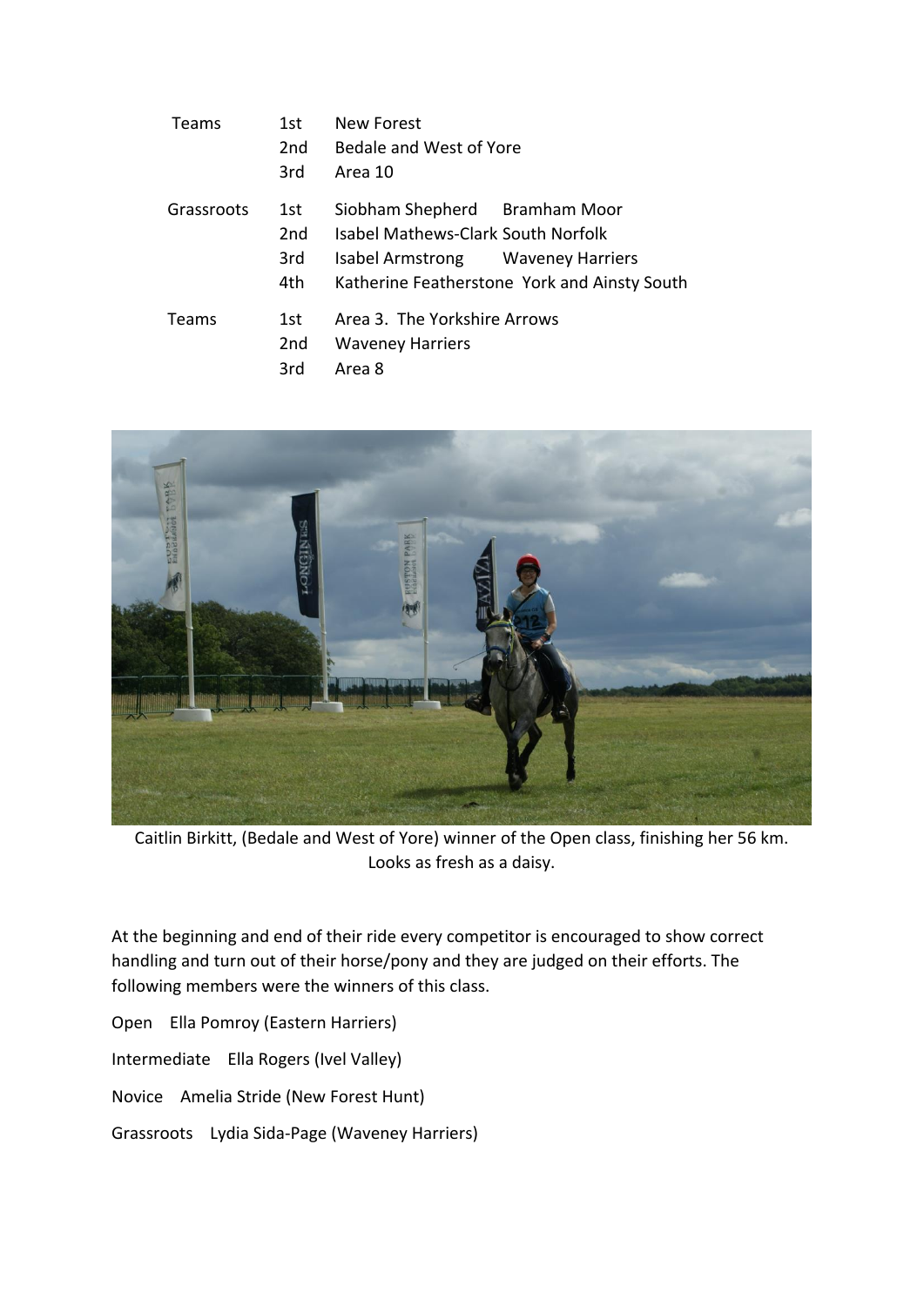| | | |
|---|---|---|
| Teams | 1st | New Forest |
| | 2nd | Bedale and West of Yore |
| | 3rd | Area 10 |
| Grassroots | 1st | Siobham Shepherd Bramham Moor |
| | 2nd | Isabel Mathews-Clark South Norfolk |
| | 3rd | Isabel Armstrong Waveney Harriers |
| | 4th | Katherine Featherstone York and Ainsty South |
| Teams | 1st | Area 3. The Yorkshire Arrows |
| | 2nd | Waveney Harriers |
| | 3rd | Area 8 |

Caitlin Birkitt, (Bedale and West of Yore) winner of the Open class, finishing her 56 km. Looks as fresh as a daisy.

At the beginning and end of their ride every competitor is encouraged to show correct handling and turn out of their horse/pony and they are judged on their efforts. The following members were the winners of this class.

Open Ella Pomroy (Eastern Harriers)

Intermediate Ella Rogers (Ivel Valley)

Novice Amelia Stride (New Forest Hunt)

Grassroots Lydia Sida-Page (Waveney Harriers)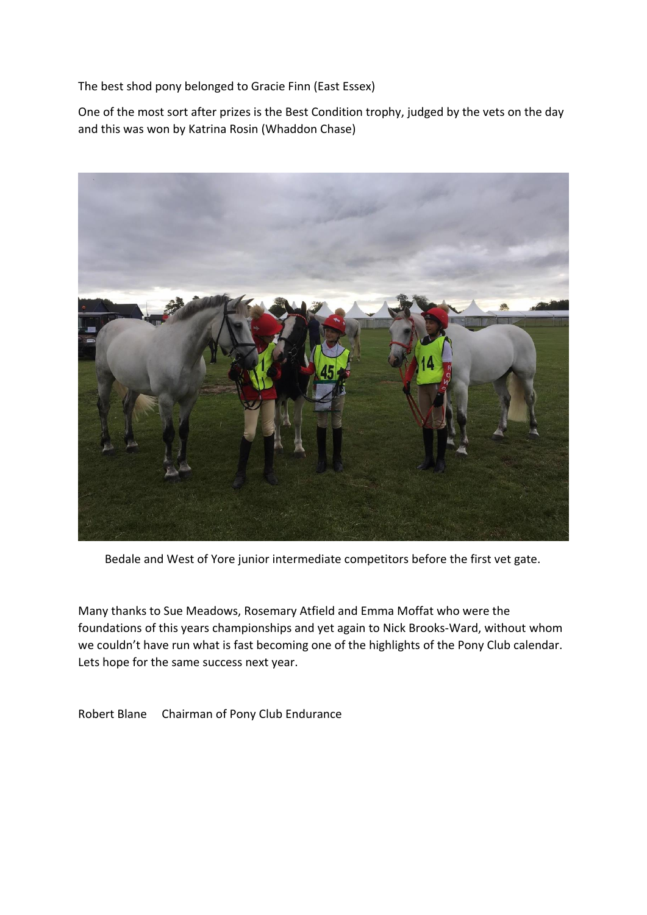The best shod pony belonged to Gracie Finn (East Essex)

One of the most sort after prizes is the Best Condition trophy, judged by the vets on the day and this was won by Katrina Rosin (Whaddon Chase)

Bedale and West of Yore junior intermediate competitors before the first vet gate.

Many thanks to Sue Meadows, Rosemary Atfield and Emma Moffat who were the foundations of this years championships and yet again to Nick Brooks-Ward, without whom we couldn't have run what is fast becoming one of the highlights of the Pony Club calendar. Lets hope for the same success next year.

Robert Blane Chairman of Pony Club Endurance